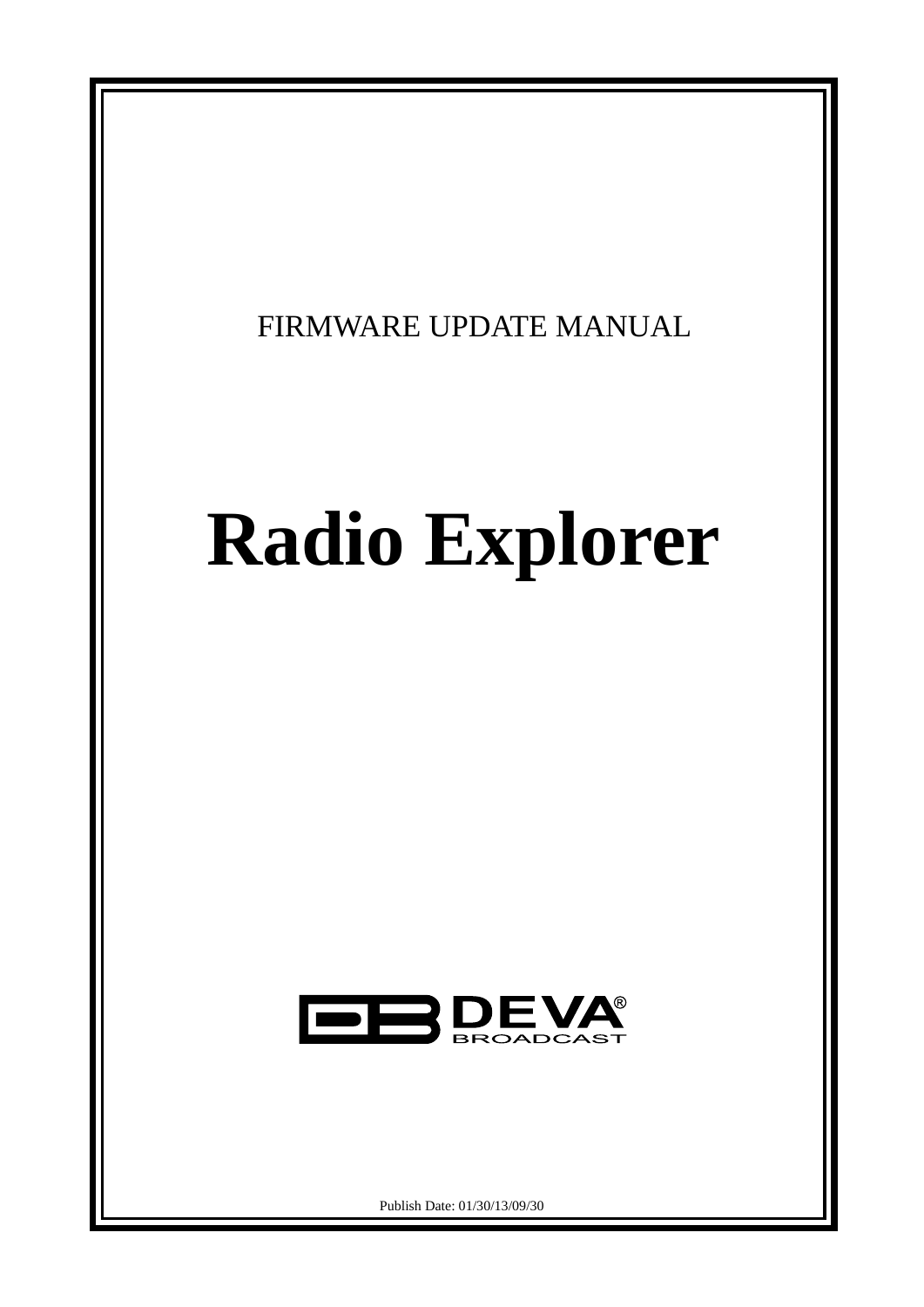FIRMWARE UPDATE MANUAL

# Radio Explorer

DEVA BROADCAST

Publish Date: 01/30/13/09/30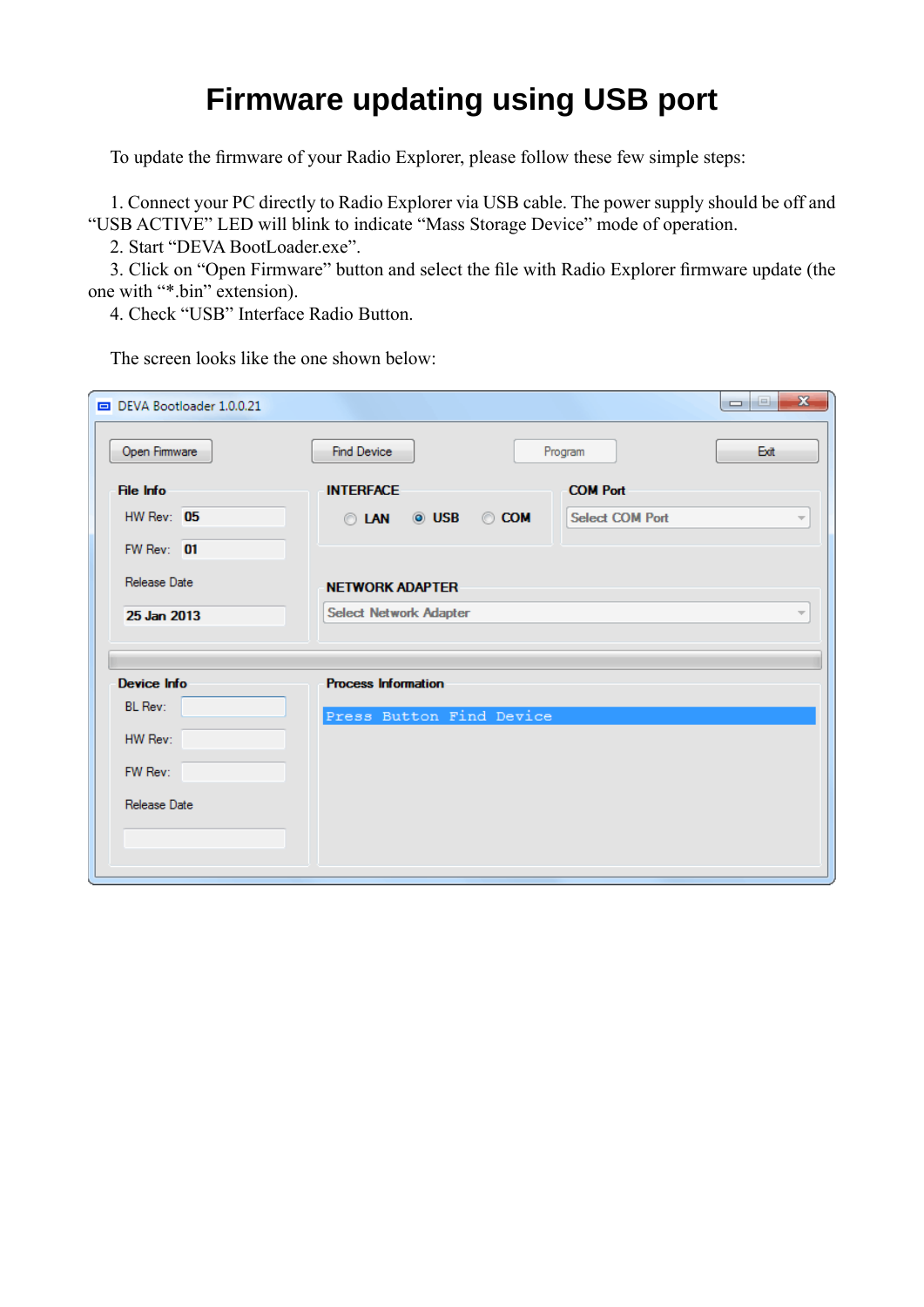# Firmware updating using USB port

To update the firmware of your Radio Explorer, please follow these few simple steps:

1. Connect your PC directly to Radio Explorer via USB cable. The power supply should be off and "USB ACTIVE" LED will blink to indicate "Mass Storage Device" mode of operation.
2. Start "DEVA BootLoader.exe".
3. Click on "Open Firmware" button and select the file with Radio Explorer firmware update (the one with "*.bin" extension).
4. Check "USB" Interface Radio Button.

The screen looks like the one shown below: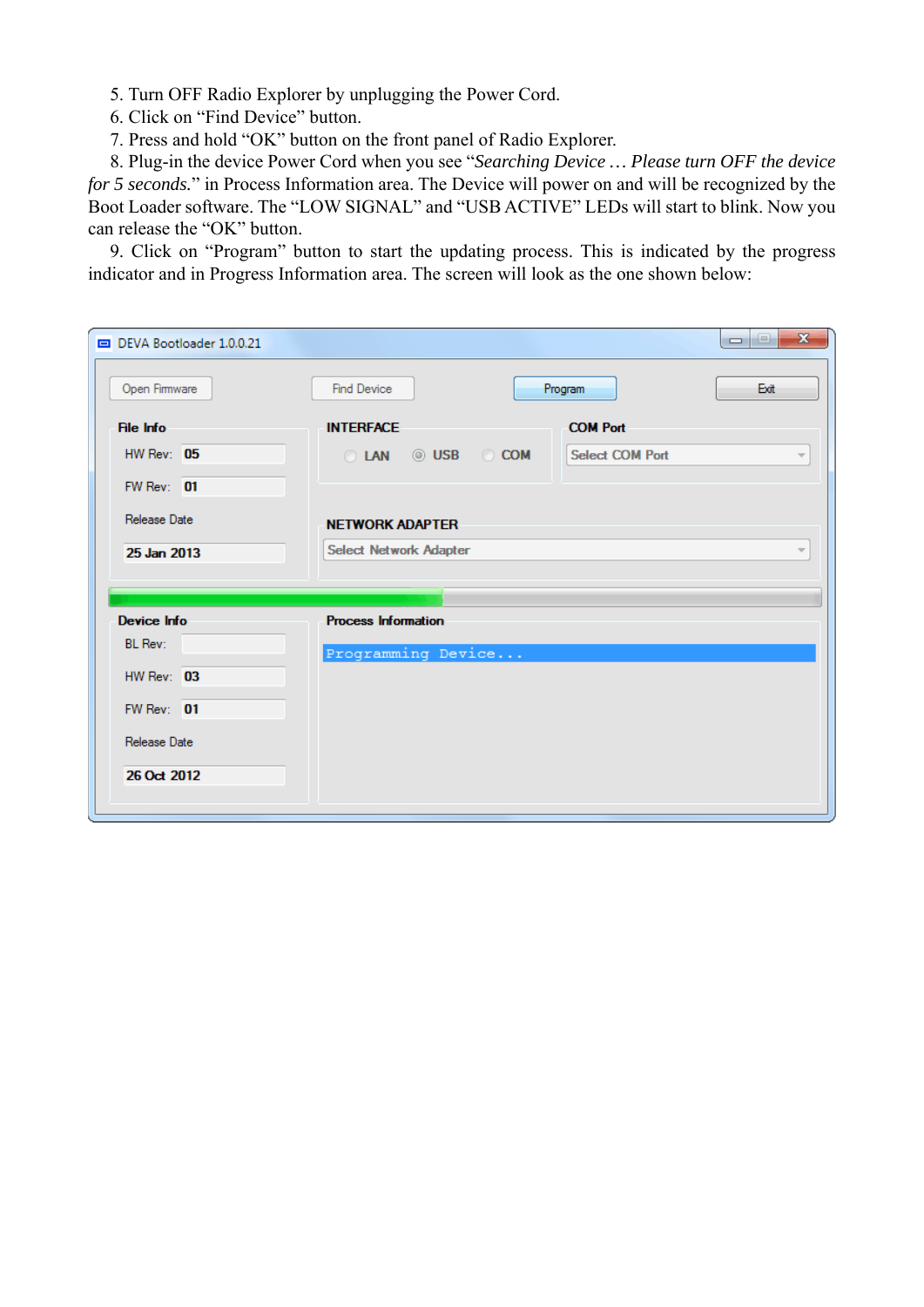5. Turn OFF Radio Explorer by unplugging the Power Cord.
6. Click on "Find Device" button.
7. Press and hold "OK" button on the front panel of Radio Explorer.
8. Plug-in the device Power Cord when you see "*Searching Device … Please turn OFF the device for 5 seconds.*" in Process Information area. The Device will power on and will be recognized by the Boot Loader software. The "LOW SIGNAL" and "USB ACTIVE" LEDs will start to blink. Now you can release the "OK" button.
9. Click on "Program" button to start the updating process. This is indicated by the progress indicator and in Progress Information area. The screen will look as the one shown below: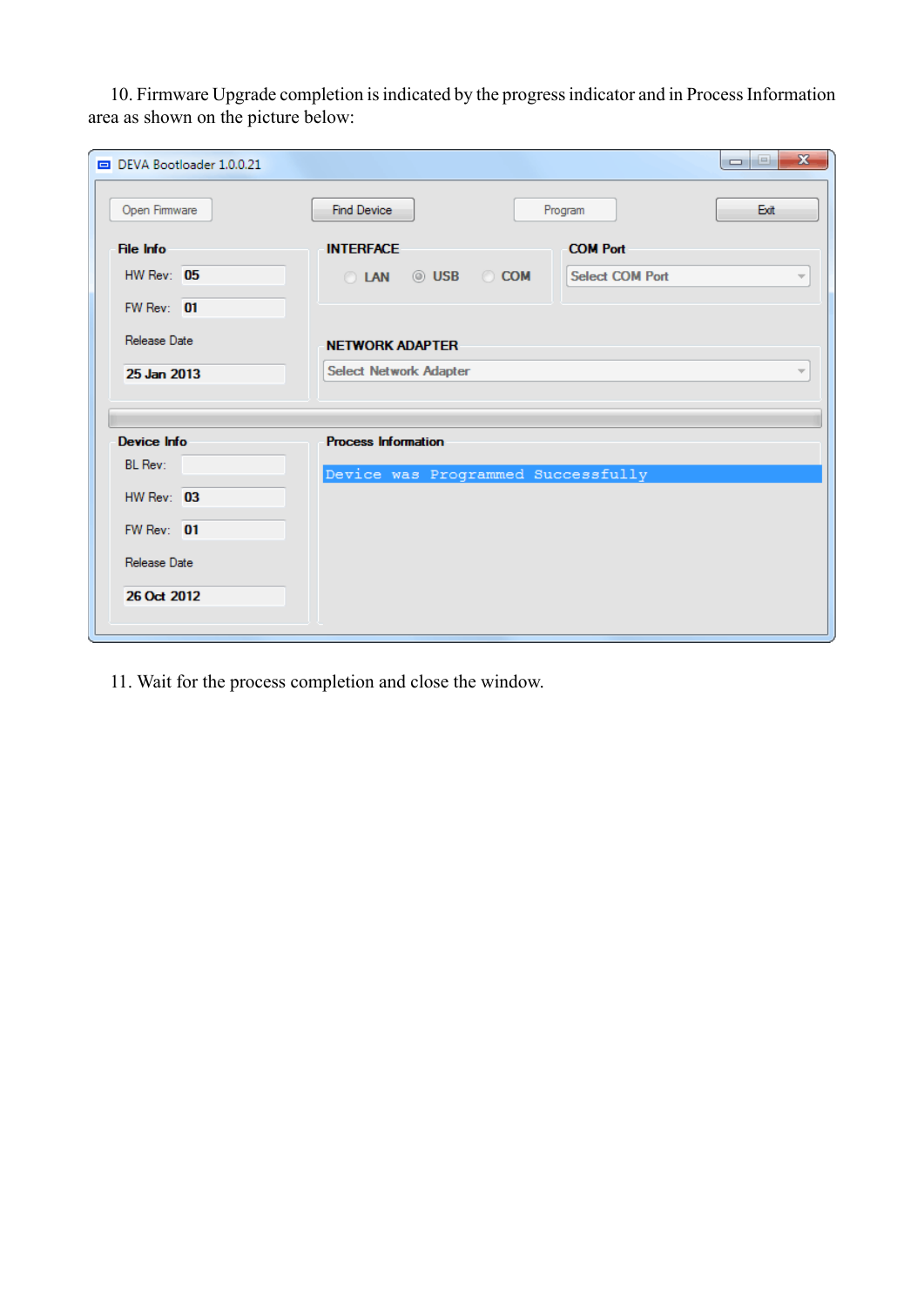10. Firmware Upgrade completion is indicated by the progress indicator and in Process Information area as shown on the picture below:

DEVA Bootloader 1.0.0.21

Open Firmware Find Device Program Exit

File Info

HW Rev: 05

FW Rev: 01

Release Date

25 Jan 2013

INTERFACE

LAN USB COM

COM Port

Select COM Port

NETWORK ADAPTER

Select Network Adapter

Device Info

BL Rev:

HW Rev: 03

FW Rev: 01

Release Date

26 Oct 2012

Process Information

Device was Programmed Successfully

11. Wait for the process completion and close the window.